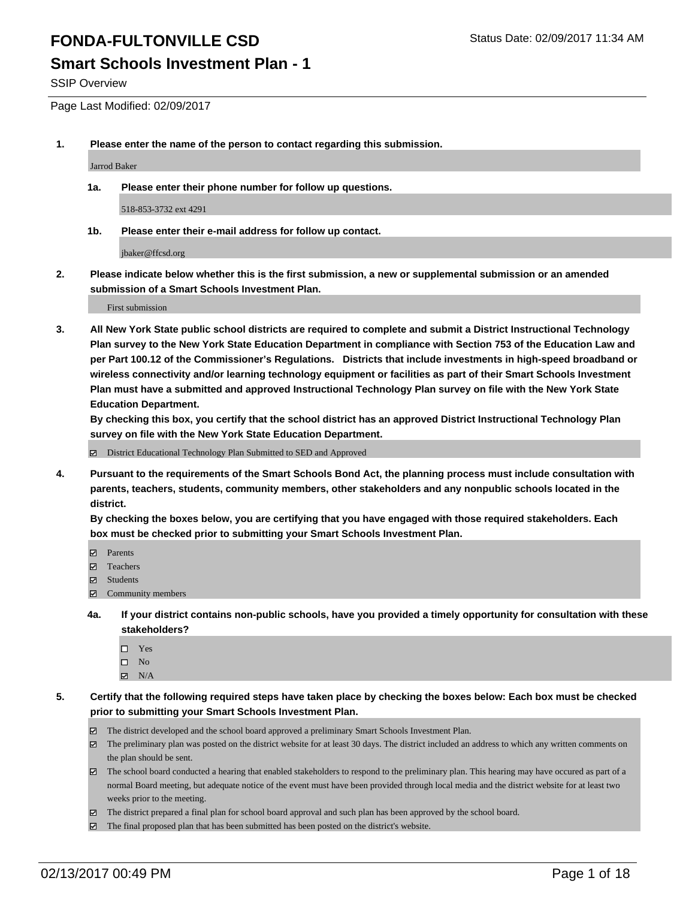# FONDA-FULTONVILLE CSD

Status Date: 02/09/2017 11:34 AM

## Smart Schools Investment Plan - 1

SSIP Overview

Page Last Modified: 02/09/2017

**1. Please enter the name of the person to contact regarding this submission.**

Jarrod Baker

**1a. Please enter their phone number for follow up questions.**

518-853-3732 ext 4291

**1b. Please enter their e-mail address for follow up contact.**

jbaker@ffcsd.org

**2. Please indicate below whether this is the first submission, a new or supplemental submission or an amended submission of a Smart Schools Investment Plan.**

First submission

**3. All New York State public school districts are required to complete and submit a District Instructional Technology Plan survey to the New York State Education Department in compliance with Section 753 of the Education Law and per Part 100.12 of the Commissioner's Regulations. Districts that include investments in high-speed broadband or wireless connectivity and/or learning technology equipment or facilities as part of their Smart Schools Investment Plan must have a submitted and approved Instructional Technology Plan survey on file with the New York State Education Department.**
**By checking this box, you certify that the school district has an approved District Instructional Technology Plan survey on file with the New York State Education Department.**

- [x] District Educational Technology Plan Submitted to SED and Approved

**4. Pursuant to the requirements of the Smart Schools Bond Act, the planning process must include consultation with parents, teachers, students, community members, other stakeholders and any nonpublic schools located in the district.**
**By checking the boxes below, you are certifying that you have engaged with those required stakeholders. Each box must be checked prior to submitting your Smart Schools Investment Plan.**

- [x] Parents
- [x] Teachers
- [x] Students
- [x] Community members

**4a. If your district contains non-public schools, have you provided a timely opportunity for consultation with these stakeholders?**

- [ ] Yes
- [ ] No
- [x] N/A

**5. Certify that the following required steps have taken place by checking the boxes below: Each box must be checked prior to submitting your Smart Schools Investment Plan.**

- [x] The district developed and the school board approved a preliminary Smart Schools Investment Plan.
- [x] The preliminary plan was posted on the district website for at least 30 days. The district included an address to which any written comments on the plan should be sent.
- [x] The school board conducted a hearing that enabled stakeholders to respond to the preliminary plan. This hearing may have occured as part of a normal Board meeting, but adequate notice of the event must have been provided through local media and the district website for at least two weeks prior to the meeting.
- [x] The district prepared a final plan for school board approval and such plan has been approved by the school board.
- [x] The final proposed plan that has been submitted has been posted on the district's website.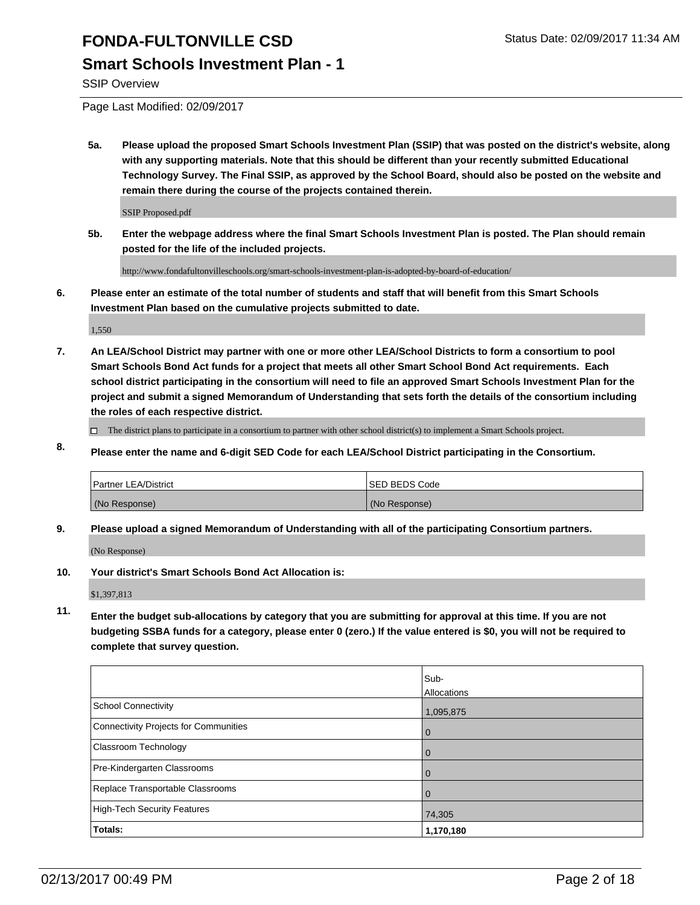# FONDA-FULTONVILLE CSD

## Smart Schools Investment Plan - 1

SSIP Overview

Page Last Modified: 02/09/2017

**5a. Please upload the proposed Smart Schools Investment Plan (SSIP) that was posted on the district's website, along with any supporting materials. Note that this should be different than your recently submitted Educational Technology Survey. The Final SSIP, as approved by the School Board, should also be posted on the website and remain there during the course of the projects contained therein.**

SSIP Proposed.pdf

**5b. Enter the webpage address where the final Smart Schools Investment Plan is posted. The Plan should remain posted for the life of the included projects.**

http://www.fondafultonvilleschools.org/smart-schools-investment-plan-is-adopted-by-board-of-education/

**6. Please enter an estimate of the total number of students and staff that will benefit from this Smart Schools Investment Plan based on the cumulative projects submitted to date.**

1,550

**7. An LEA/School District may partner with one or more other LEA/School Districts to form a consortium to pool Smart Schools Bond Act funds for a project that meets all other Smart School Bond Act requirements. Each school district participating in the consortium will need to file an approved Smart Schools Investment Plan for the project and submit a signed Memorandum of Understanding that sets forth the details of the consortium including the roles of each respective district.**

☐ The district plans to participate in a consortium to partner with other school district(s) to implement a Smart Schools project.

**8. Please enter the name and 6-digit SED Code for each LEA/School District participating in the Consortium.**

| Partner LEA/District | SED BEDS Code |
|---|---|
| (No Response) | (No Response) |

**9. Please upload a signed Memorandum of Understanding with all of the participating Consortium partners.**

(No Response)

**10. Your district's Smart Schools Bond Act Allocation is:**

$1,397,813

**11. Enter the budget sub-allocations by category that you are submitting for approval at this time. If you are not budgeting SSBA funds for a category, please enter 0 (zero.) If the value entered is $0, you will not be required to complete that survey question.**

| | Sub-Allocations |
|---|---|
| School Connectivity | 1,095,875 |
| Connectivity Projects for Communities | 0 |
| Classroom Technology | 0 |
| Pre-Kindergarten Classrooms | 0 |
| Replace Transportable Classrooms | 0 |
| High-Tech Security Features | 74,305 |
| **Totals:** | **1,170,180** |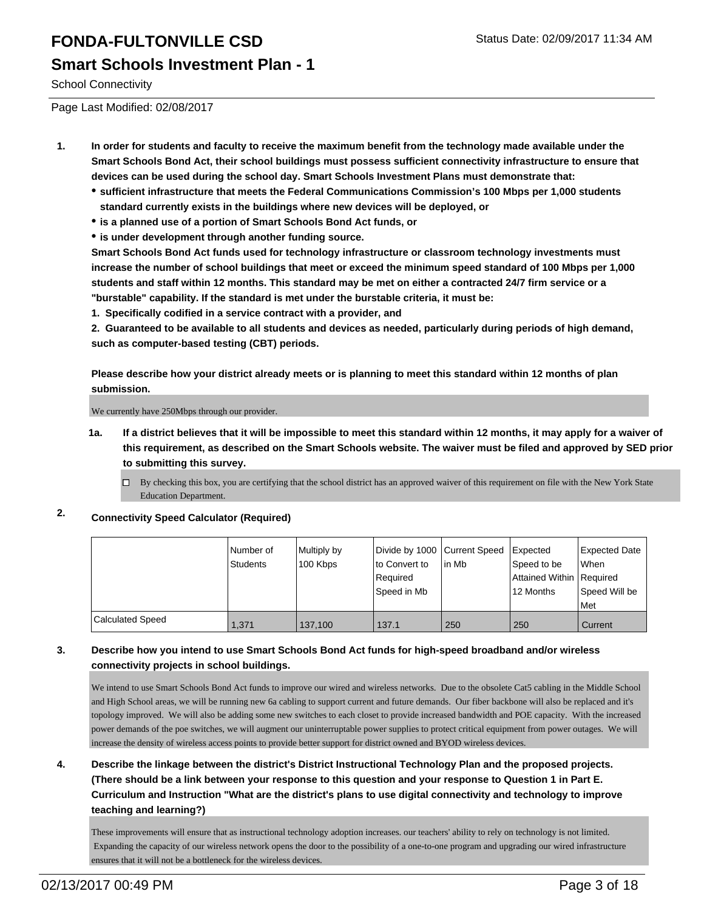# FONDA-FULTONVILLE CSD

Status Date: 02/09/2017 11:34 AM

## Smart Schools Investment Plan - 1

School Connectivity

Page Last Modified: 02/08/2017

**1. In order for students and faculty to receive the maximum benefit from the technology made available under the Smart Schools Bond Act, their school buildings must possess sufficient connectivity infrastructure to ensure that devices can be used during the school day. Smart Schools Investment Plans must demonstrate that:**

- **sufficient infrastructure that meets the Federal Communications Commission's 100 Mbps per 1,000 students standard currently exists in the buildings where new devices will be deployed, or**
- **is a planned use of a portion of Smart Schools Bond Act funds, or**
- **is under development through another funding source.**

**Smart Schools Bond Act funds used for technology infrastructure or classroom technology investments must increase the number of school buildings that meet or exceed the minimum speed standard of 100 Mbps per 1,000 students and staff within 12 months. This standard may be met on either a contracted 24/7 firm service or a "burstable" capability. If the standard is met under the burstable criteria, it must be:**

**1. Specifically codified in a service contract with a provider, and**

**2. Guaranteed to be available to all students and devices as needed, particularly during periods of high demand, such as computer-based testing (CBT) periods.**

**Please describe how your district already meets or is planning to meet this standard within 12 months of plan submission.**

We currently have 250Mbps through our provider.

**1a. If a district believes that it will be impossible to meet this standard within 12 months, it may apply for a waiver of this requirement, as described on the Smart Schools website. The waiver must be filed and approved by SED prior to submitting this survey.**

☐ By checking this box, you are certifying that the school district has an approved waiver of this requirement on file with the New York State Education Department.

**2. Connectivity Speed Calculator (Required)**

| | Number of Students | Multiply by 100 Kbps | Divide by 1000 to Convert to Required Speed in Mb | Current Speed in Mb | Expected Speed to be Attained Within 12 Months | Expected Date When Required Speed Will be Met |
|---|---|---|---|---|---|---|
| Calculated Speed | 1,371 | 137,100 | 137.1 | 250 | 250 | Current |

**3. Describe how you intend to use Smart Schools Bond Act funds for high-speed broadband and/or wireless connectivity projects in school buildings.**

We intend to use Smart Schools Bond Act funds to improve our wired and wireless networks. Due to the obsolete Cat5 cabling in the Middle School and High School areas, we will be running new 6a cabling to support current and future demands. Our fiber backbone will also be replaced and it's topology improved. We will also be adding some new switches to each closet to provide increased bandwidth and POE capacity. With the increased power demands of the poe switches, we will augment our uninterruptable power supplies to protect critical equipment from power outages. We will increase the density of wireless access points to provide better support for district owned and BYOD wireless devices.

**4. Describe the linkage between the district's District Instructional Technology Plan and the proposed projects. (There should be a link between your response to this question and your response to Question 1 in Part E. Curriculum and Instruction "What are the district's plans to use digital connectivity and technology to improve teaching and learning?)**

These improvements will ensure that as instructional technology adoption increases. our teachers' ability to rely on technology is not limited. Expanding the capacity of our wireless network opens the door to the possibility of a one-to-one program and upgrading our wired infrastructure ensures that it will not be a bottleneck for the wireless devices.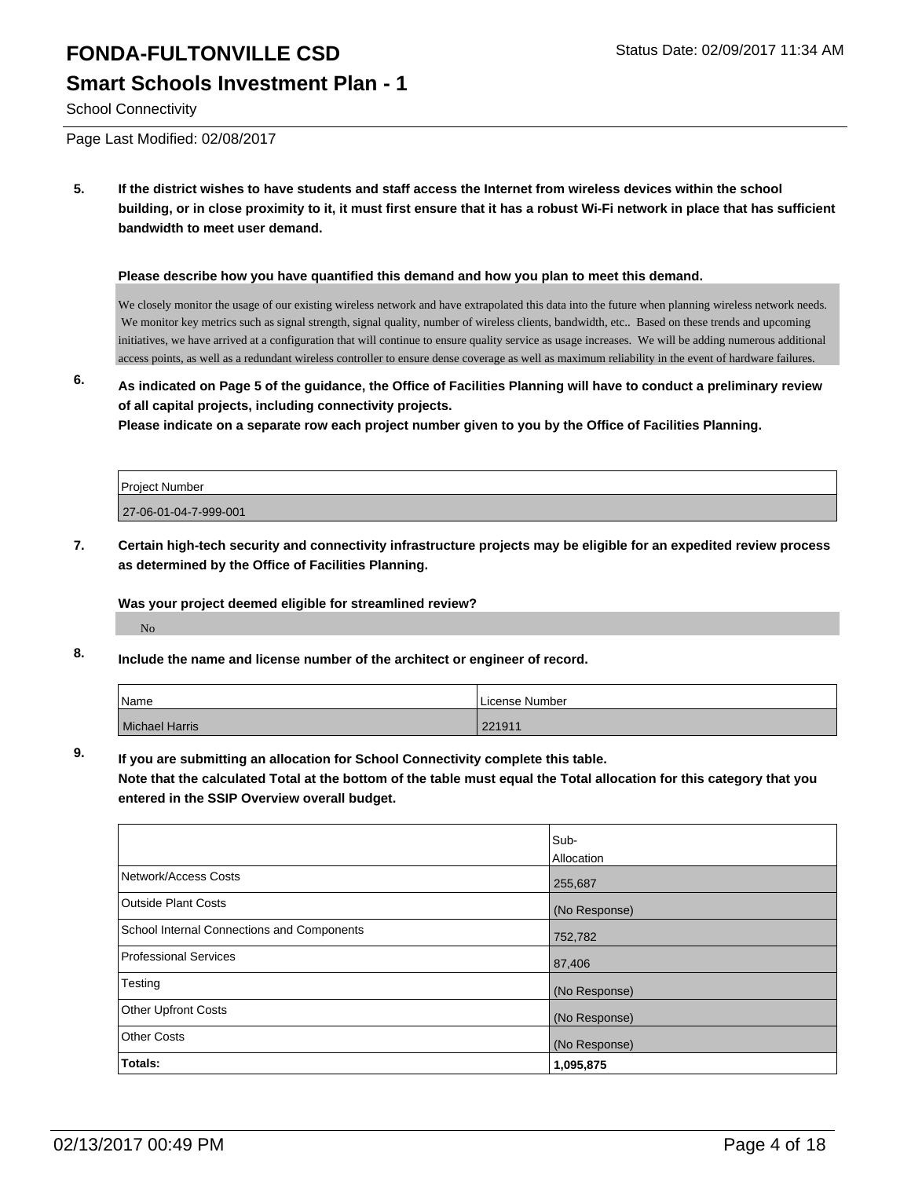# FONDA-FULTONVILLE CSD

Status Date: 02/09/2017 11:34 AM

## Smart Schools Investment Plan - 1

School Connectivity

Page Last Modified: 02/08/2017

**5. If the district wishes to have students and staff access the Internet from wireless devices within the school building, or in close proximity to it, it must first ensure that it has a robust Wi-Fi network in place that has sufficient bandwidth to meet user demand.**

**Please describe how you have quantified this demand and how you plan to meet this demand.**

We closely monitor the usage of our existing wireless network and have extrapolated this data into the future when planning wireless network needs. We monitor key metrics such as signal strength, signal quality, number of wireless clients, bandwidth, etc.. Based on these trends and upcoming initiatives, we have arrived at a configuration that will continue to ensure quality service as usage increases. We will be adding numerous additional access points, as well as a redundant wireless controller to ensure dense coverage as well as maximum reliability in the event of hardware failures.

**6. As indicated on Page 5 of the guidance, the Office of Facilities Planning will have to conduct a preliminary review of all capital projects, including connectivity projects.**
**Please indicate on a separate row each project number given to you by the Office of Facilities Planning.**

| Project Number |
|---|
| 27-06-01-04-7-999-001 |

**7. Certain high-tech security and connectivity infrastructure projects may be eligible for an expedited review process as determined by the Office of Facilities Planning.**

**Was your project deemed eligible for streamlined review?**

No

**8. Include the name and license number of the architect or engineer of record.**

| Name | License Number |
|---|---|
| Michael Harris | 221911 |

**9. If you are submitting an allocation for School Connectivity complete this table.**
**Note that the calculated Total at the bottom of the table must equal the Total allocation for this category that you entered in the SSIP Overview overall budget.**

| | Sub-Allocation |
|---|---|
| Network/Access Costs | 255,687 |
| Outside Plant Costs | (No Response) |
| School Internal Connections and Components | 752,782 |
| Professional Services | 87,406 |
| Testing | (No Response) |
| Other Upfront Costs | (No Response) |
| Other Costs | (No Response) |
| **Totals:** | **1,095,875** |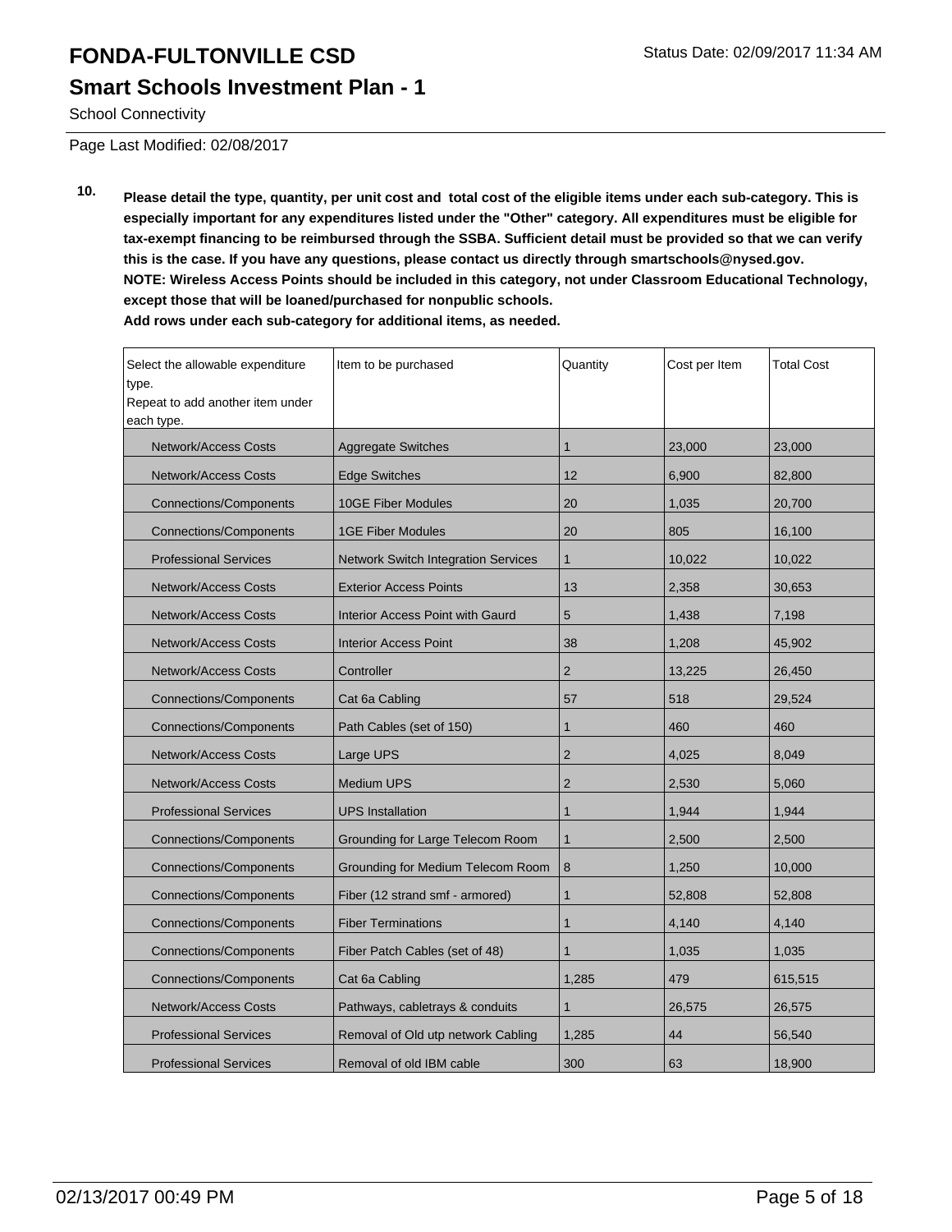# FONDA-FULTONVILLE CSD

## Smart Schools Investment Plan - 1

School Connectivity

Page Last Modified: 02/08/2017

**10. Please detail the type, quantity, per unit cost and total cost of the eligible items under each sub-category. This is especially important for any expenditures listed under the "Other" category. All expenditures must be eligible for tax-exempt financing to be reimbursed through the SSBA. Sufficient detail must be provided so that we can verify this is the case. If you have any questions, please contact us directly through smartschools@nysed.gov.**
**NOTE: Wireless Access Points should be included in this category, not under Classroom Educational Technology, except those that will be loaned/purchased for nonpublic schools.**
**Add rows under each sub-category for additional items, as needed.**

| Select the allowable expenditure type. Repeat to add another item under each type. | Item to be purchased | Quantity | Cost per Item | Total Cost |
|---|---|---|---|---|
| Network/Access Costs | Aggregate Switches | 1 | 23,000 | 23,000 |
| Network/Access Costs | Edge Switches | 12 | 6,900 | 82,800 |
| Connections/Components | 10GE Fiber Modules | 20 | 1,035 | 20,700 |
| Connections/Components | 1GE Fiber Modules | 20 | 805 | 16,100 |
| Professional Services | Network Switch Integration Services | 1 | 10,022 | 10,022 |
| Network/Access Costs | Exterior Access Points | 13 | 2,358 | 30,653 |
| Network/Access Costs | Interior Access Point with Gaurd | 5 | 1,438 | 7,198 |
| Network/Access Costs | Interior Access Point | 38 | 1,208 | 45,902 |
| Network/Access Costs | Controller | 2 | 13,225 | 26,450 |
| Connections/Components | Cat 6a Cabling | 57 | 518 | 29,524 |
| Connections/Components | Path Cables (set of 150) | 1 | 460 | 460 |
| Network/Access Costs | Large UPS | 2 | 4,025 | 8,049 |
| Network/Access Costs | Medium UPS | 2 | 2,530 | 5,060 |
| Professional Services | UPS Installation | 1 | 1,944 | 1,944 |
| Connections/Components | Grounding for Large Telecom Room | 1 | 2,500 | 2,500 |
| Connections/Components | Grounding for Medium Telecom Room | 8 | 1,250 | 10,000 |
| Connections/Components | Fiber (12 strand smf - armored) | 1 | 52,808 | 52,808 |
| Connections/Components | Fiber Terminations | 1 | 4,140 | 4,140 |
| Connections/Components | Fiber Patch Cables (set of 48) | 1 | 1,035 | 1,035 |
| Connections/Components | Cat 6a Cabling | 1,285 | 479 | 615,515 |
| Network/Access Costs | Pathways, cabletrays & conduits | 1 | 26,575 | 26,575 |
| Professional Services | Removal of Old utp network Cabling | 1,285 | 44 | 56,540 |
| Professional Services | Removal of old IBM cable | 300 | 63 | 18,900 |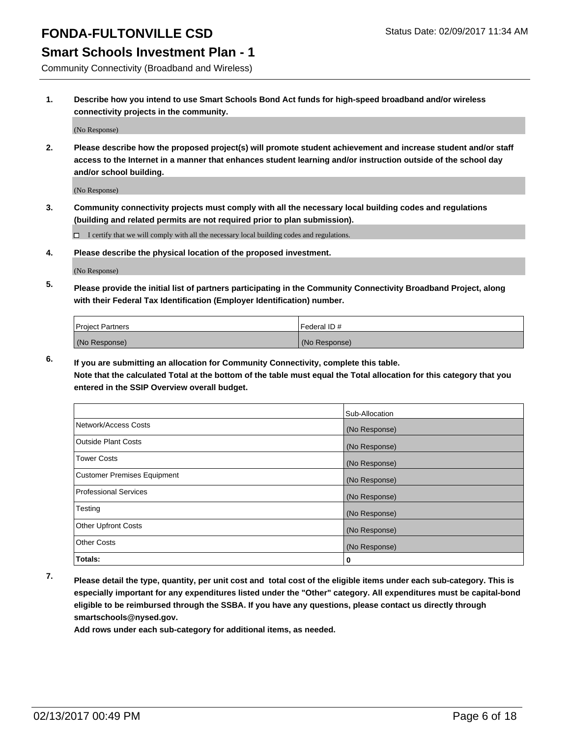# FONDA-FULTONVILLE CSD

Status Date: 02/09/2017 11:34 AM

## Smart Schools Investment Plan - 1

Community Connectivity (Broadband and Wireless)

**1. Describe how you intend to use Smart Schools Bond Act funds for high-speed broadband and/or wireless connectivity projects in the community.**

(No Response)

**2. Please describe how the proposed project(s) will promote student achievement and increase student and/or staff access to the Internet in a manner that enhances student learning and/or instruction outside of the school day and/or school building.**

(No Response)

**3. Community connectivity projects must comply with all the necessary local building codes and regulations (building and related permits are not required prior to plan submission).**

☐ I certify that we will comply with all the necessary local building codes and regulations.

**4. Please describe the physical location of the proposed investment.**

(No Response)

**5. Please provide the initial list of partners participating in the Community Connectivity Broadband Project, along with their Federal Tax Identification (Employer Identification) number.**

| Project Partners | Federal ID # |
|---|---|
| (No Response) | (No Response) |

**6. If you are submitting an allocation for Community Connectivity, complete this table.**
**Note that the calculated Total at the bottom of the table must equal the Total allocation for this category that you entered in the SSIP Overview overall budget.**

| | Sub-Allocation |
|---|---|
| Network/Access Costs | (No Response) |
| Outside Plant Costs | (No Response) |
| Tower Costs | (No Response) |
| Customer Premises Equipment | (No Response) |
| Professional Services | (No Response) |
| Testing | (No Response) |
| Other Upfront Costs | (No Response) |
| Other Costs | (No Response) |
| **Totals:** | **0** |

**7. Please detail the type, quantity, per unit cost and total cost of the eligible items under each sub-category. This is especially important for any expenditures listed under the "Other" category. All expenditures must be capital-bond eligible to be reimbursed through the SSBA. If you have any questions, please contact us directly through smartschools@nysed.gov.**
**Add rows under each sub-category for additional items, as needed.**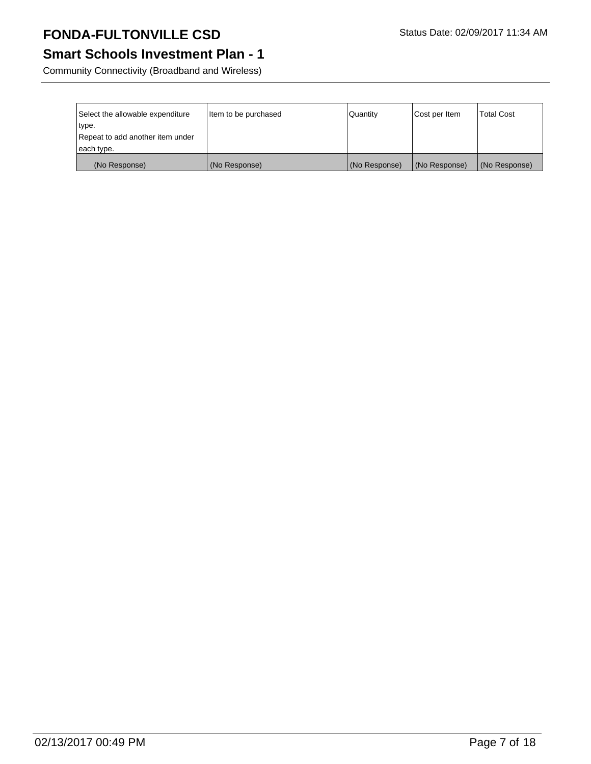# FONDA-FULTONVILLE CSD

Status Date: 02/09/2017 11:34 AM

## Smart Schools Investment Plan - 1

Community Connectivity (Broadband and Wireless)

| Select the allowable expenditure type.<br>Repeat to add another item under each type. | Item to be purchased | Quantity | Cost per Item | Total Cost |
|---|---|---|---|---|
| (No Response) | (No Response) | (No Response) | (No Response) | (No Response) |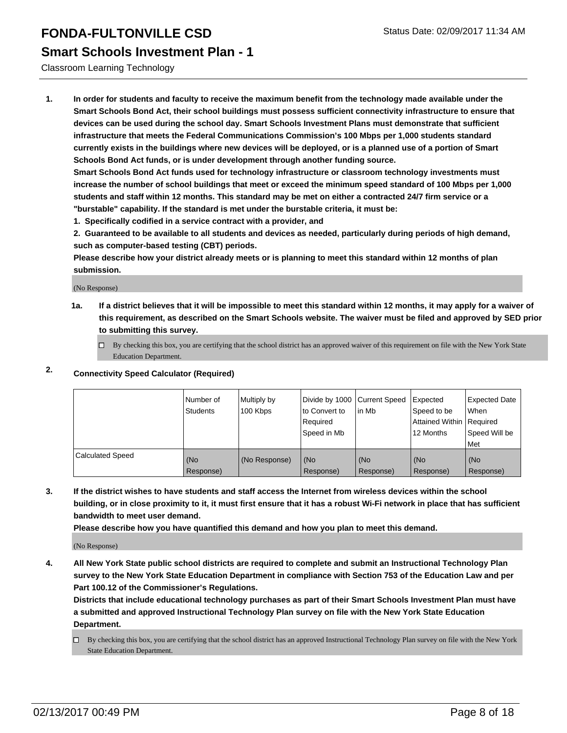# FONDA-FULTONVILLE CSD

Status Date: 02/09/2017 11:34 AM

## Smart Schools Investment Plan - 1

Classroom Learning Technology

**1. In order for students and faculty to receive the maximum benefit from the technology made available under the Smart Schools Bond Act, their school buildings must possess sufficient connectivity infrastructure to ensure that devices can be used during the school day. Smart Schools Investment Plans must demonstrate that sufficient infrastructure that meets the Federal Communications Commission's 100 Mbps per 1,000 students standard currently exists in the buildings where new devices will be deployed, or is a planned use of a portion of Smart Schools Bond Act funds, or is under development through another funding source.**

**Smart Schools Bond Act funds used for technology infrastructure or classroom technology investments must increase the number of school buildings that meet or exceed the minimum speed standard of 100 Mbps per 1,000 students and staff within 12 months. This standard may be met on either a contracted 24/7 firm service or a "burstable" capability. If the standard is met under the burstable criteria, it must be:**

**1. Specifically codified in a service contract with a provider, and**

**2. Guaranteed to be available to all students and devices as needed, particularly during periods of high demand, such as computer-based testing (CBT) periods.**

**Please describe how your district already meets or is planning to meet this standard within 12 months of plan submission.**

(No Response)

**1a. If a district believes that it will be impossible to meet this standard within 12 months, it may apply for a waiver of this requirement, as described on the Smart Schools website. The waiver must be filed and approved by SED prior to submitting this survey.**

☐ By checking this box, you are certifying that the school district has an approved waiver of this requirement on file with the New York State Education Department.

**2. Connectivity Speed Calculator (Required)**

| | Number of Students | Multiply by 100 Kbps | Divide by 1000 to Convert to Required Speed in Mb | Current Speed in Mb | Expected Speed to be Attained Within 12 Months | Expected Date When Required Speed Will be Met |
|---|---|---|---|---|---|---|
| Calculated Speed | (No Response) | (No Response) | (No Response) | (No Response) | (No Response) | (No Response) |

**3. If the district wishes to have students and staff access the Internet from wireless devices within the school building, or in close proximity to it, it must first ensure that it has a robust Wi-Fi network in place that has sufficient bandwidth to meet user demand.**

**Please describe how you have quantified this demand and how you plan to meet this demand.**

(No Response)

**4. All New York State public school districts are required to complete and submit an Instructional Technology Plan survey to the New York State Education Department in compliance with Section 753 of the Education Law and per Part 100.12 of the Commissioner's Regulations.**

**Districts that include educational technology purchases as part of their Smart Schools Investment Plan must have a submitted and approved Instructional Technology Plan survey on file with the New York State Education Department.**

☐ By checking this box, you are certifying that the school district has an approved Instructional Technology Plan survey on file with the New York State Education Department.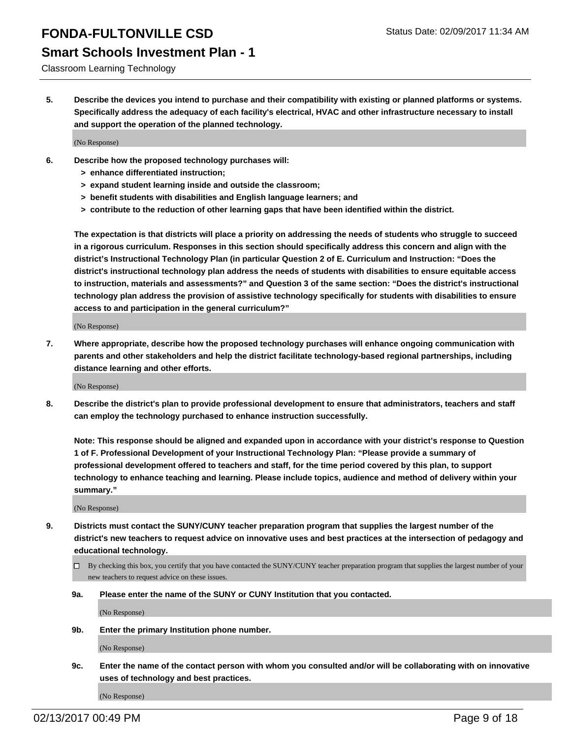5. **Describe the devices you intend to purchase and their compatibility with existing or planned platforms or systems. Specifically address the adequacy of each facility's electrical, HVAC and other infrastructure necessary to install and support the operation of the planned technology.**

(No Response)

6. **Describe how the proposed technology purchases will:**
   - **> enhance differentiated instruction;**
   - **> expand student learning inside and outside the classroom;**
   - **> benefit students with disabilities and English language learners; and**
   - **> contribute to the reduction of other learning gaps that have been identified within the district.**

   **The expectation is that districts will place a priority on addressing the needs of students who struggle to succeed in a rigorous curriculum. Responses in this section should specifically address this concern and align with the district's Instructional Technology Plan (in particular Question 2 of E. Curriculum and Instruction: "Does the district's instructional technology plan address the needs of students with disabilities to ensure equitable access to instruction, materials and assessments?" and Question 3 of the same section: "Does the district's instructional technology plan address the provision of assistive technology specifically for students with disabilities to ensure access to and participation in the general curriculum?"**

(No Response)

7. **Where appropriate, describe how the proposed technology purchases will enhance ongoing communication with parents and other stakeholders and help the district facilitate technology-based regional partnerships, including distance learning and other efforts.**

(No Response)

8. **Describe the district's plan to provide professional development to ensure that administrators, teachers and staff can employ the technology purchased to enhance instruction successfully.**

   **Note: This response should be aligned and expanded upon in accordance with your district's response to Question 1 of F. Professional Development of your Instructional Technology Plan: "Please provide a summary of professional development offered to teachers and staff, for the time period covered by this plan, to support technology to enhance teaching and learning. Please include topics, audience and method of delivery within your summary."**

(No Response)

9. **Districts must contact the SUNY/CUNY teacher preparation program that supplies the largest number of the district's new teachers to request advice on innovative uses and best practices at the intersection of pedagogy and educational technology.**

☐ By checking this box, you certify that you have contacted the SUNY/CUNY teacher preparation program that supplies the largest number of your new teachers to request advice on these issues.

**9a. Please enter the name of the SUNY or CUNY Institution that you contacted.**

(No Response)

**9b. Enter the primary Institution phone number.**

(No Response)

**9c. Enter the name of the contact person with whom you consulted and/or will be collaborating with on innovative uses of technology and best practices.**

(No Response)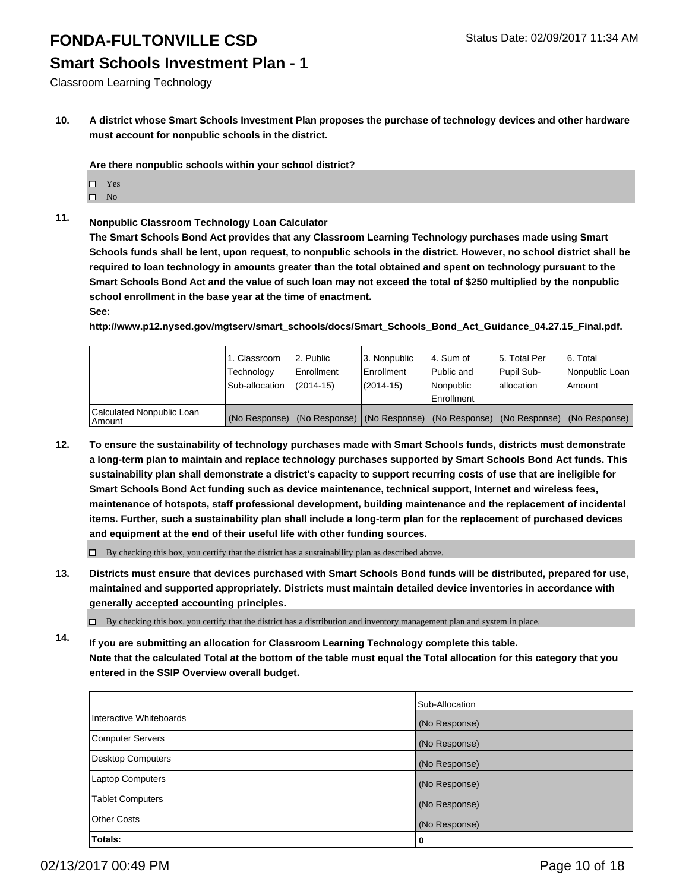# FONDA-FULTONVILLE CSD

## Smart Schools Investment Plan - 1

Classroom Learning Technology

**10. A district whose Smart Schools Investment Plan proposes the purchase of technology devices and other hardware must account for nonpublic schools in the district.**

**Are there nonpublic schools within your school district?**

- ☐ Yes
- ☐ No

**11. Nonpublic Classroom Technology Loan Calculator**

**The Smart Schools Bond Act provides that any Classroom Learning Technology purchases made using Smart Schools funds shall be lent, upon request, to nonpublic schools in the district. However, no school district shall be required to loan technology in amounts greater than the total obtained and spent on technology pursuant to the Smart Schools Bond Act and the value of such loan may not exceed the total of $250 multiplied by the nonpublic school enrollment in the base year at the time of enactment.**

**See:**

**http://www.p12.nysed.gov/mgtserv/smart_schools/docs/Smart_Schools_Bond_Act_Guidance_04.27.15_Final.pdf.**

| | 1. Classroom Technology Sub-allocation | 2. Public Enrollment (2014-15) | 3. Nonpublic Enrollment (2014-15) | 4. Sum of Public and Nonpublic Enrollment | 5. Total Per Pupil Sub-allocation | 6. Total Nonpublic Loan Amount |
|---|---|---|---|---|---|---|
| Calculated Nonpublic Loan Amount | (No Response) | (No Response) | (No Response) | (No Response) | (No Response) | (No Response) |

**12. To ensure the sustainability of technology purchases made with Smart Schools funds, districts must demonstrate a long-term plan to maintain and replace technology purchases supported by Smart Schools Bond Act funds. This sustainability plan shall demonstrate a district's capacity to support recurring costs of use that are ineligible for Smart Schools Bond Act funding such as device maintenance, technical support, Internet and wireless fees, maintenance of hotspots, staff professional development, building maintenance and the replacement of incidental items. Further, such a sustainability plan shall include a long-term plan for the replacement of purchased devices and equipment at the end of their useful life with other funding sources.**

☐ By checking this box, you certify that the district has a sustainability plan as described above.

**13. Districts must ensure that devices purchased with Smart Schools Bond funds will be distributed, prepared for use, maintained and supported appropriately. Districts must maintain detailed device inventories in accordance with generally accepted accounting principles.**

☐ By checking this box, you certify that the district has a distribution and inventory management plan and system in place.

**14. If you are submitting an allocation for Classroom Learning Technology complete this table. Note that the calculated Total at the bottom of the table must equal the Total allocation for this category that you entered in the SSIP Overview overall budget.**

| | Sub-Allocation |
|---|---|
| Interactive Whiteboards | (No Response) |
| Computer Servers | (No Response) |
| Desktop Computers | (No Response) |
| Laptop Computers | (No Response) |
| Tablet Computers | (No Response) |
| Other Costs | (No Response) |
| **Totals:** | **0** |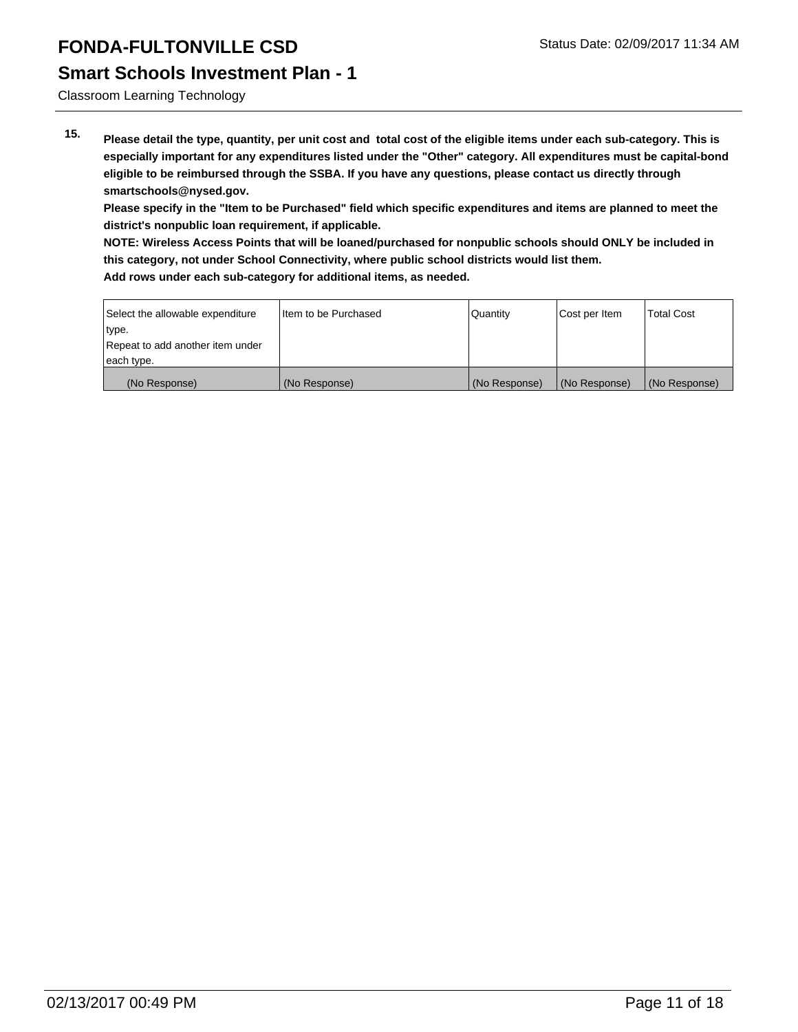# FONDA-FULTONVILLE CSD

## Smart Schools Investment Plan - 1

Classroom Learning Technology

**15. Please detail the type, quantity, per unit cost and total cost of the eligible items under each sub-category. This is especially important for any expenditures listed under the "Other" category. All expenditures must be capital-bond eligible to be reimbursed through the SSBA. If you have any questions, please contact us directly through smartschools@nysed.gov.**

**Please specify in the "Item to be Purchased" field which specific expenditures and items are planned to meet the district's nonpublic loan requirement, if applicable.**

**NOTE: Wireless Access Points that will be loaned/purchased for nonpublic schools should ONLY be included in this category, not under School Connectivity, where public school districts would list them.**

**Add rows under each sub-category for additional items, as needed.**

| Select the allowable expenditure type. Repeat to add another item under each type. | Item to be Purchased | Quantity | Cost per Item | Total Cost |
|---|---|---|---|---|
| (No Response) | (No Response) | (No Response) | (No Response) | (No Response) |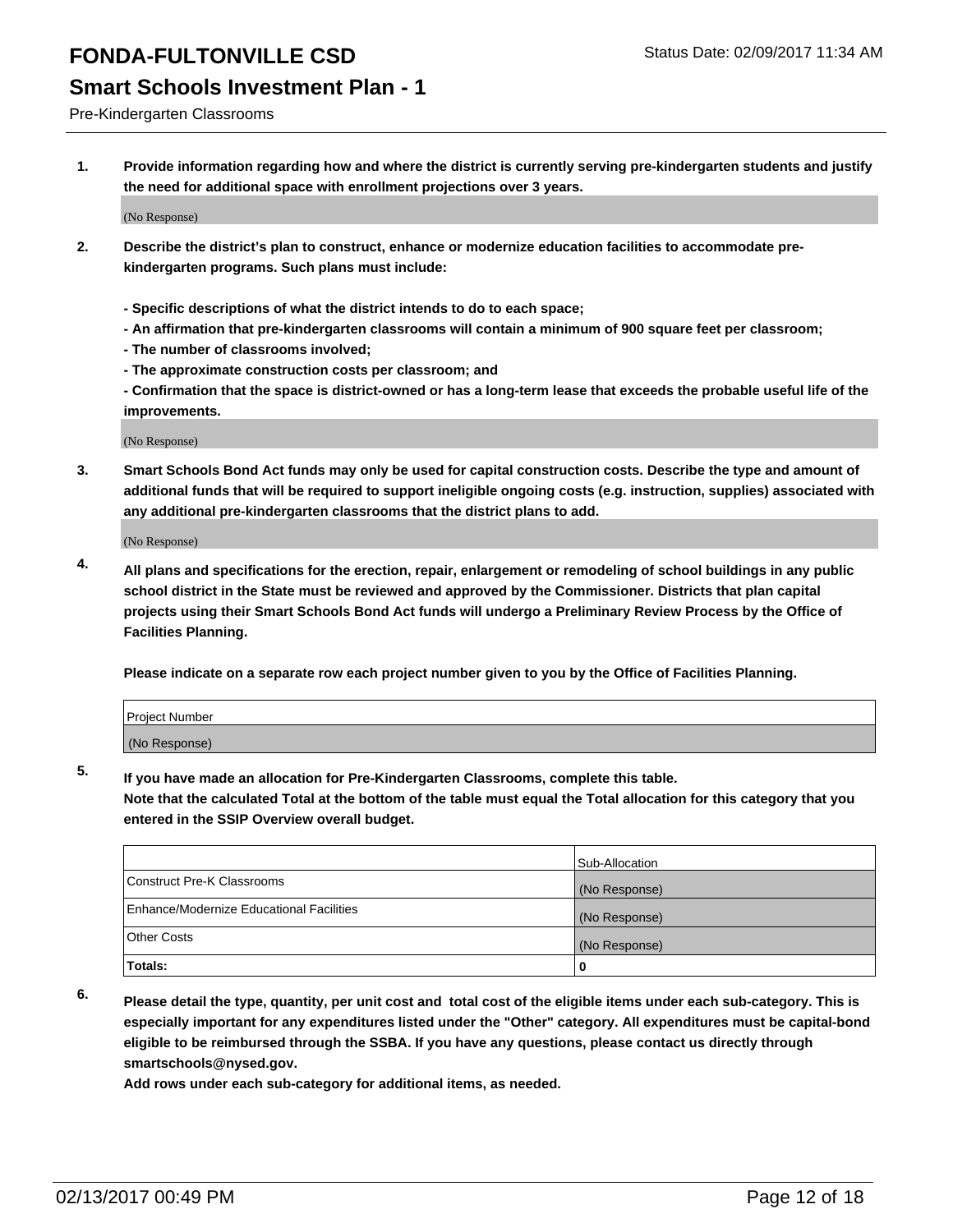# FONDA-FULTONVILLE CSD

Status Date: 02/09/2017 11:34 AM

## Smart Schools Investment Plan - 1

Pre-Kindergarten Classrooms

**1. Provide information regarding how and where the district is currently serving pre-kindergarten students and justify the need for additional space with enrollment projections over 3 years.**

(No Response)

**2. Describe the district's plan to construct, enhance or modernize education facilities to accommodate pre-kindergarten programs. Such plans must include:**

**- Specific descriptions of what the district intends to do to each space;**
**- An affirmation that pre-kindergarten classrooms will contain a minimum of 900 square feet per classroom;**
**- The number of classrooms involved;**
**- The approximate construction costs per classroom; and**
**- Confirmation that the space is district-owned or has a long-term lease that exceeds the probable useful life of the improvements.**

(No Response)

**3. Smart Schools Bond Act funds may only be used for capital construction costs. Describe the type and amount of additional funds that will be required to support ineligible ongoing costs (e.g. instruction, supplies) associated with any additional pre-kindergarten classrooms that the district plans to add.**

(No Response)

**4. All plans and specifications for the erection, repair, enlargement or remodeling of school buildings in any public school district in the State must be reviewed and approved by the Commissioner. Districts that plan capital projects using their Smart Schools Bond Act funds will undergo a Preliminary Review Process by the Office of Facilities Planning.**

**Please indicate on a separate row each project number given to you by the Office of Facilities Planning.**

| Project Number |
|---|
| (No Response) |

**5. If you have made an allocation for Pre-Kindergarten Classrooms, complete this table.**
**Note that the calculated Total at the bottom of the table must equal the Total allocation for this category that you entered in the SSIP Overview overall budget.**

| | Sub-Allocation |
|---|---|
| Construct Pre-K Classrooms | (No Response) |
| Enhance/Modernize Educational Facilities | (No Response) |
| Other Costs | (No Response) |
| **Totals:** | **0** |

**6. Please detail the type, quantity, per unit cost and total cost of the eligible items under each sub-category. This is especially important for any expenditures listed under the "Other" category. All expenditures must be capital-bond eligible to be reimbursed through the SSBA. If you have any questions, please contact us directly through smartschools@nysed.gov.**

**Add rows under each sub-category for additional items, as needed.**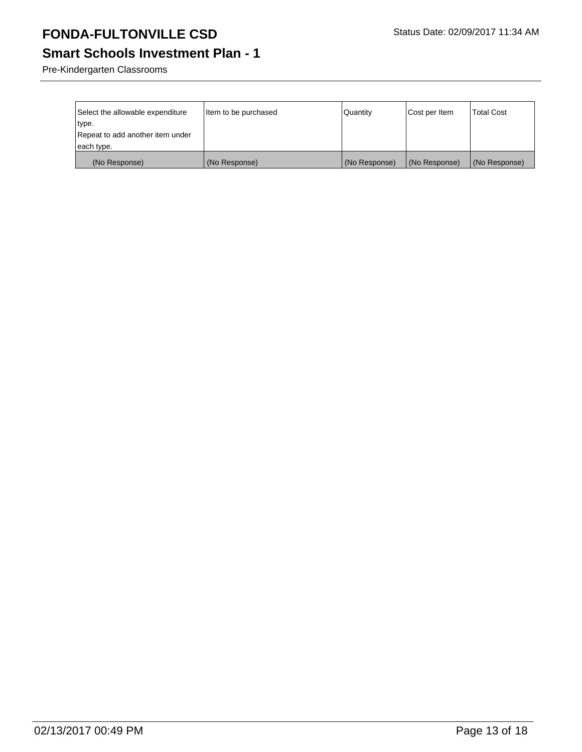# FONDA-FULTONVILLE CSD

Status Date: 02/09/2017 11:34 AM

## Smart Schools Investment Plan - 1

Pre-Kindergarten Classrooms

| Select the allowable expenditure type. Repeat to add another item under each type. | Item to be purchased | Quantity | Cost per Item | Total Cost |
| --- | --- | --- | --- | --- |
| (No Response) | (No Response) | (No Response) | (No Response) | (No Response) |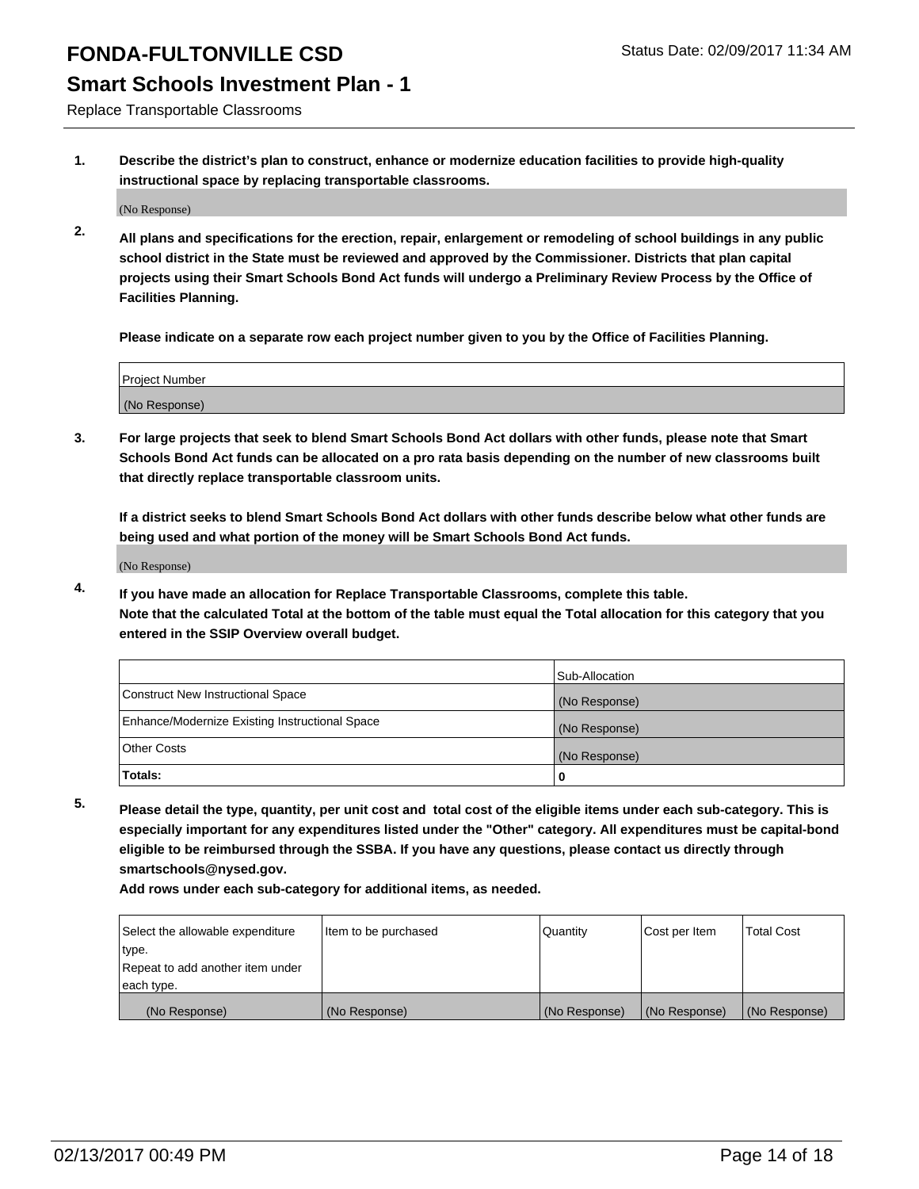# FONDA-FULTONVILLE CSD

Status Date: 02/09/2017 11:34 AM

## Smart Schools Investment Plan - 1

Replace Transportable Classrooms

**1. Describe the district's plan to construct, enhance or modernize education facilities to provide high-quality instructional space by replacing transportable classrooms.**

(No Response)

**2. All plans and specifications for the erection, repair, enlargement or remodeling of school buildings in any public school district in the State must be reviewed and approved by the Commissioner. Districts that plan capital projects using their Smart Schools Bond Act funds will undergo a Preliminary Review Process by the Office of Facilities Planning.**

**Please indicate on a separate row each project number given to you by the Office of Facilities Planning.**

| Project Number |
| --- |
| (No Response) |

**3. For large projects that seek to blend Smart Schools Bond Act dollars with other funds, please note that Smart Schools Bond Act funds can be allocated on a pro rata basis depending on the number of new classrooms built that directly replace transportable classroom units.**

**If a district seeks to blend Smart Schools Bond Act dollars with other funds describe below what other funds are being used and what portion of the money will be Smart Schools Bond Act funds.**

(No Response)

**4. If you have made an allocation for Replace Transportable Classrooms, complete this table. Note that the calculated Total at the bottom of the table must equal the Total allocation for this category that you entered in the SSIP Overview overall budget.**

| | Sub-Allocation |
| --- | --- |
| Construct New Instructional Space | (No Response) |
| Enhance/Modernize Existing Instructional Space | (No Response) |
| Other Costs | (No Response) |
| **Totals:** | **0** |

**5. Please detail the type, quantity, per unit cost and total cost of the eligible items under each sub-category. This is especially important for any expenditures listed under the "Other" category. All expenditures must be capital-bond eligible to be reimbursed through the SSBA. If you have any questions, please contact us directly through smartschools@nysed.gov.**

**Add rows under each sub-category for additional items, as needed.**

| Select the allowable expenditure type. Repeat to add another item under each type. | Item to be purchased | Quantity | Cost per Item | Total Cost |
| --- | --- | --- | --- | --- |
| (No Response) | (No Response) | (No Response) | (No Response) | (No Response) |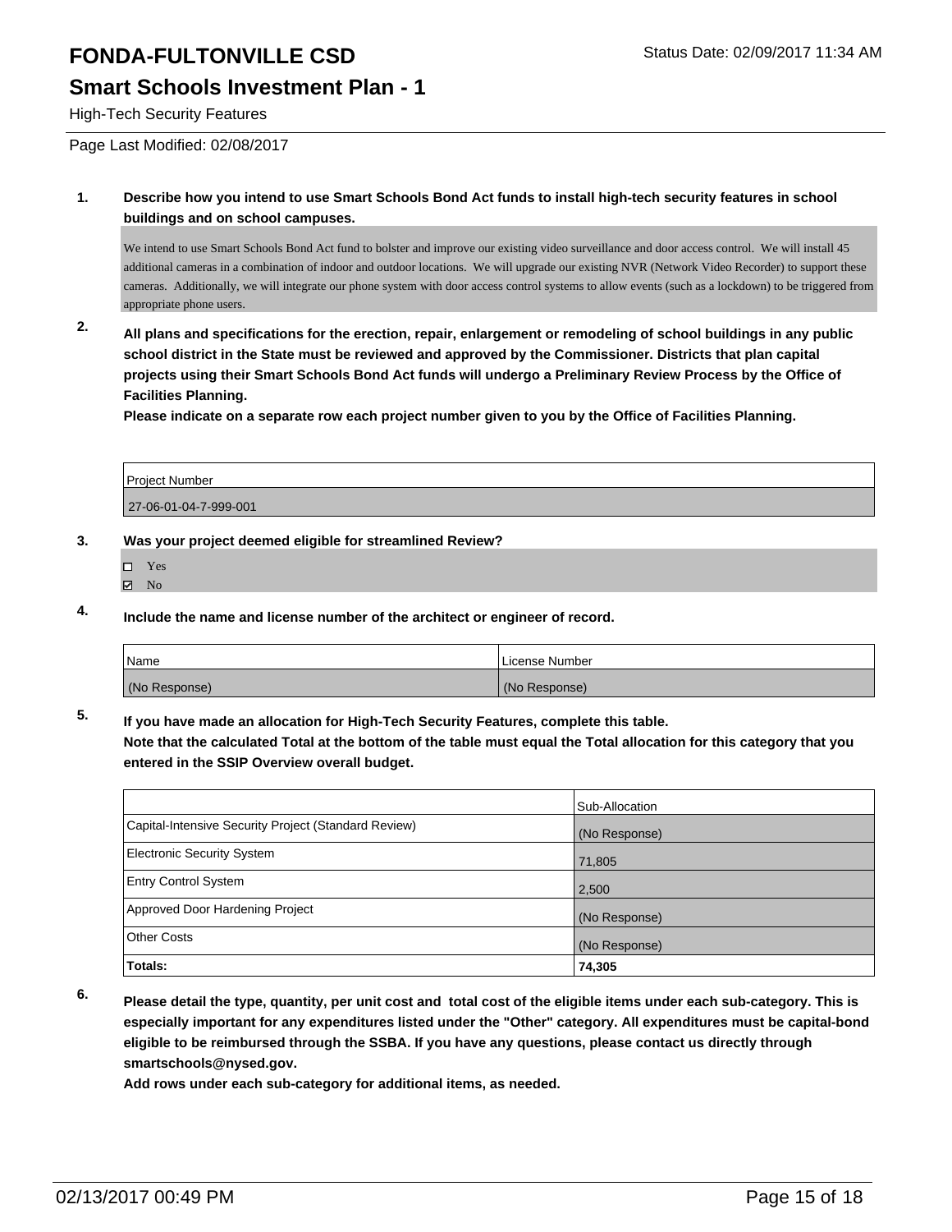# FONDA-FULTONVILLE CSD

Status Date: 02/09/2017 11:34 AM

## Smart Schools Investment Plan - 1

High-Tech Security Features

Page Last Modified: 02/08/2017

**1. Describe how you intend to use Smart Schools Bond Act funds to install high-tech security features in school buildings and on school campuses.**

We intend to use Smart Schools Bond Act fund to bolster and improve our existing video surveillance and door access control. We will install 45 additional cameras in a combination of indoor and outdoor locations. We will upgrade our existing NVR (Network Video Recorder) to support these cameras. Additionally, we will integrate our phone system with door access control systems to allow events (such as a lockdown) to be triggered from appropriate phone users.

**2. All plans and specifications for the erection, repair, enlargement or remodeling of school buildings in any public school district in the State must be reviewed and approved by the Commissioner. Districts that plan capital projects using their Smart Schools Bond Act funds will undergo a Preliminary Review Process by the Office of Facilities Planning.**

**Please indicate on a separate row each project number given to you by the Office of Facilities Planning.**

| Project Number |
| --- |
| 27-06-01-04-7-999-001 |

**3. Was your project deemed eligible for streamlined Review?**

- ☐ Yes
- ☑ No

**4. Include the name and license number of the architect or engineer of record.**

| Name | License Number |
| --- | --- |
| (No Response) | (No Response) |

**5. If you have made an allocation for High-Tech Security Features, complete this table.**
**Note that the calculated Total at the bottom of the table must equal the Total allocation for this category that you entered in the SSIP Overview overall budget.**

| | Sub-Allocation |
| --- | --- |
| Capital-Intensive Security Project (Standard Review) | (No Response) |
| Electronic Security System | 71,805 |
| Entry Control System | 2,500 |
| Approved Door Hardening Project | (No Response) |
| Other Costs | (No Response) |
| **Totals:** | **74,305** |

**6. Please detail the type, quantity, per unit cost and total cost of the eligible items under each sub-category. This is especially important for any expenditures listed under the "Other" category. All expenditures must be capital-bond eligible to be reimbursed through the SSBA. If you have any questions, please contact us directly through smartschools@nysed.gov.**

**Add rows under each sub-category for additional items, as needed.**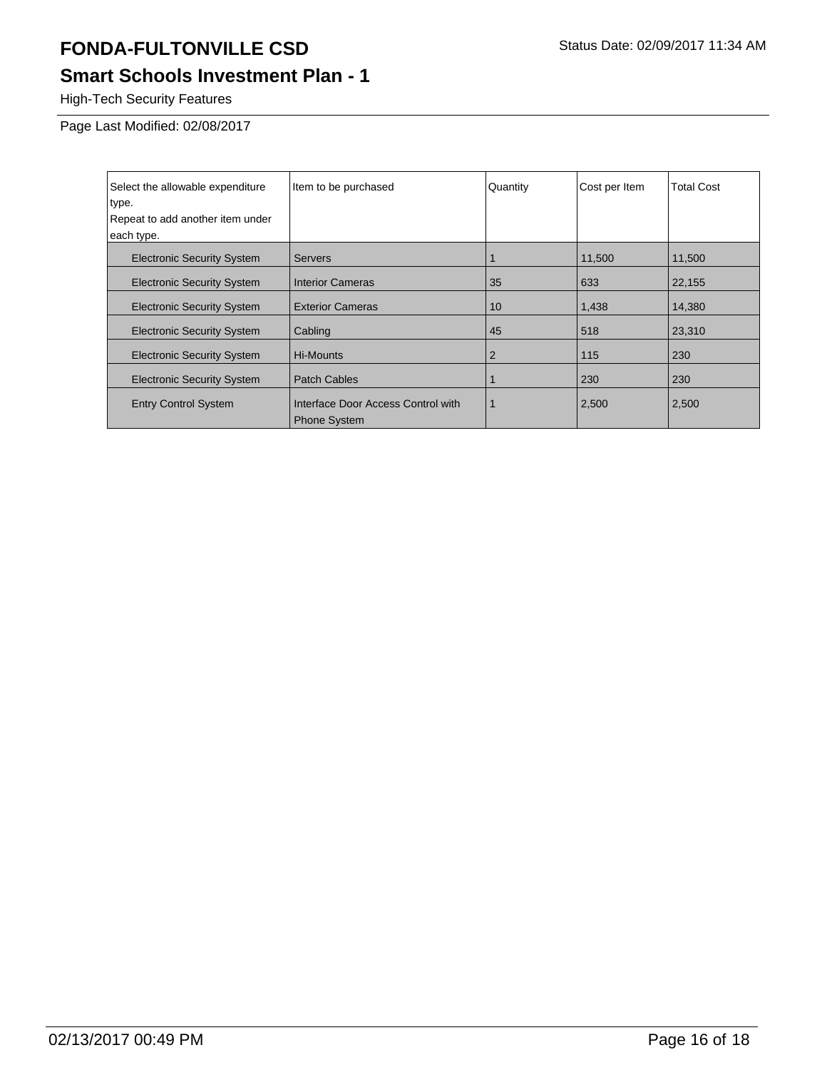# FONDA-FULTONVILLE CSD

Status Date: 02/09/2017 11:34 AM

## Smart Schools Investment Plan - 1

High-Tech Security Features

Page Last Modified: 02/08/2017

| Select the allowable expenditure type. Repeat to add another item under each type. | Item to be purchased | Quantity | Cost per Item | Total Cost |
|---|---|---|---|---|
| Electronic Security System | Servers | 1 | 11,500 | 11,500 |
| Electronic Security System | Interior Cameras | 35 | 633 | 22,155 |
| Electronic Security System | Exterior Cameras | 10 | 1,438 | 14,380 |
| Electronic Security System | Cabling | 45 | 518 | 23,310 |
| Electronic Security System | Hi-Mounts | 2 | 115 | 230 |
| Electronic Security System | Patch Cables | 1 | 230 | 230 |
| Entry Control System | Interface Door Access Control with Phone System | 1 | 2,500 | 2,500 |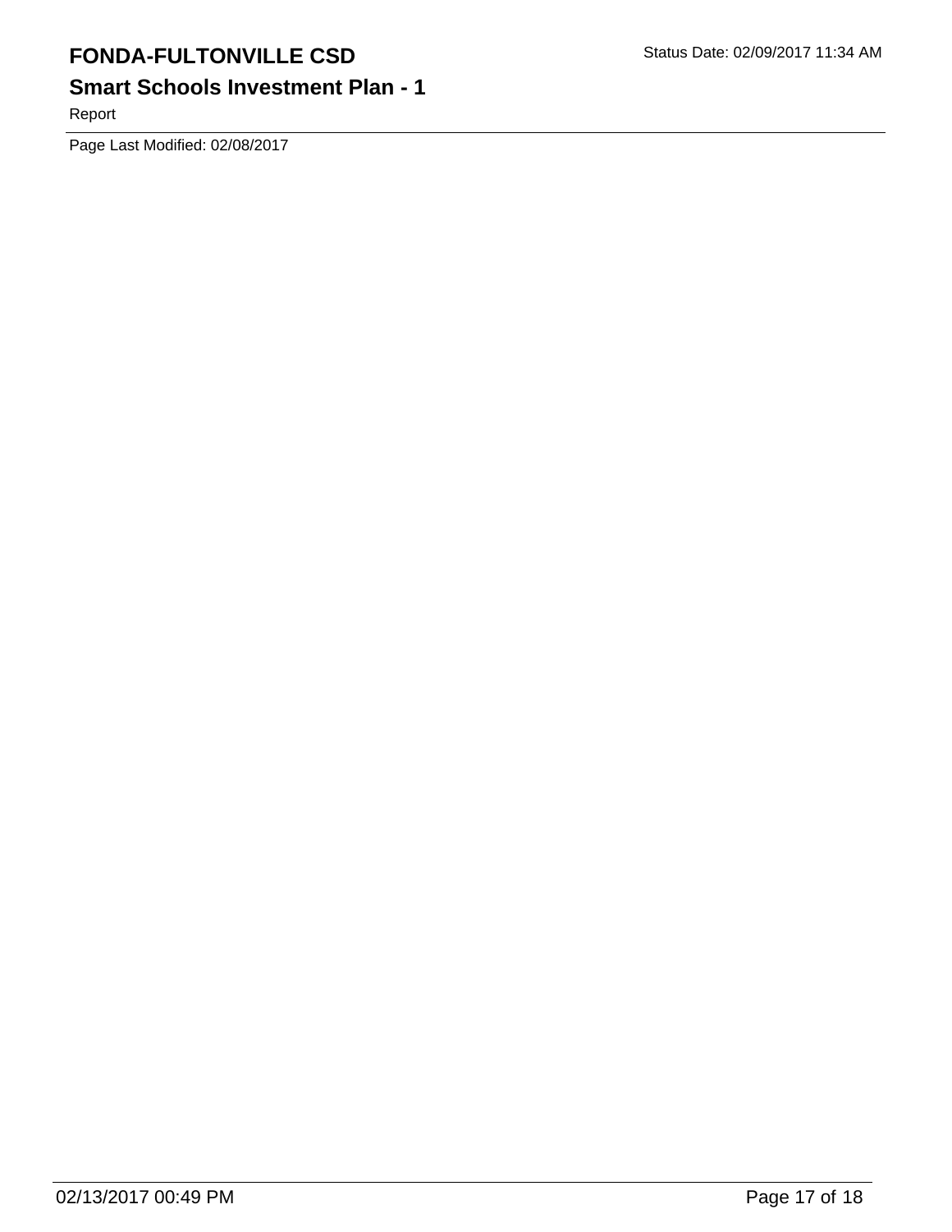Page Last Modified: 02/08/2017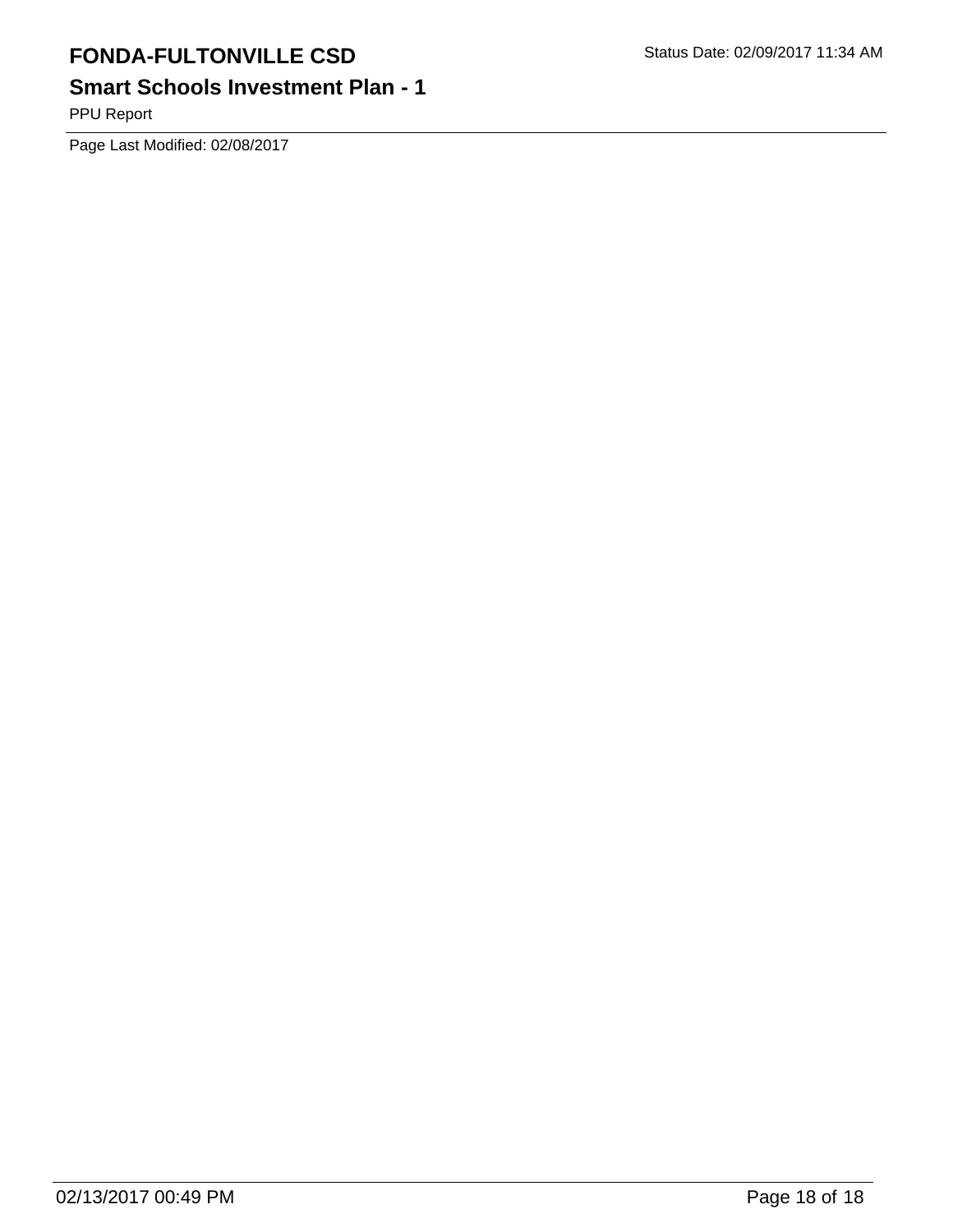Page Last Modified: 02/08/2017